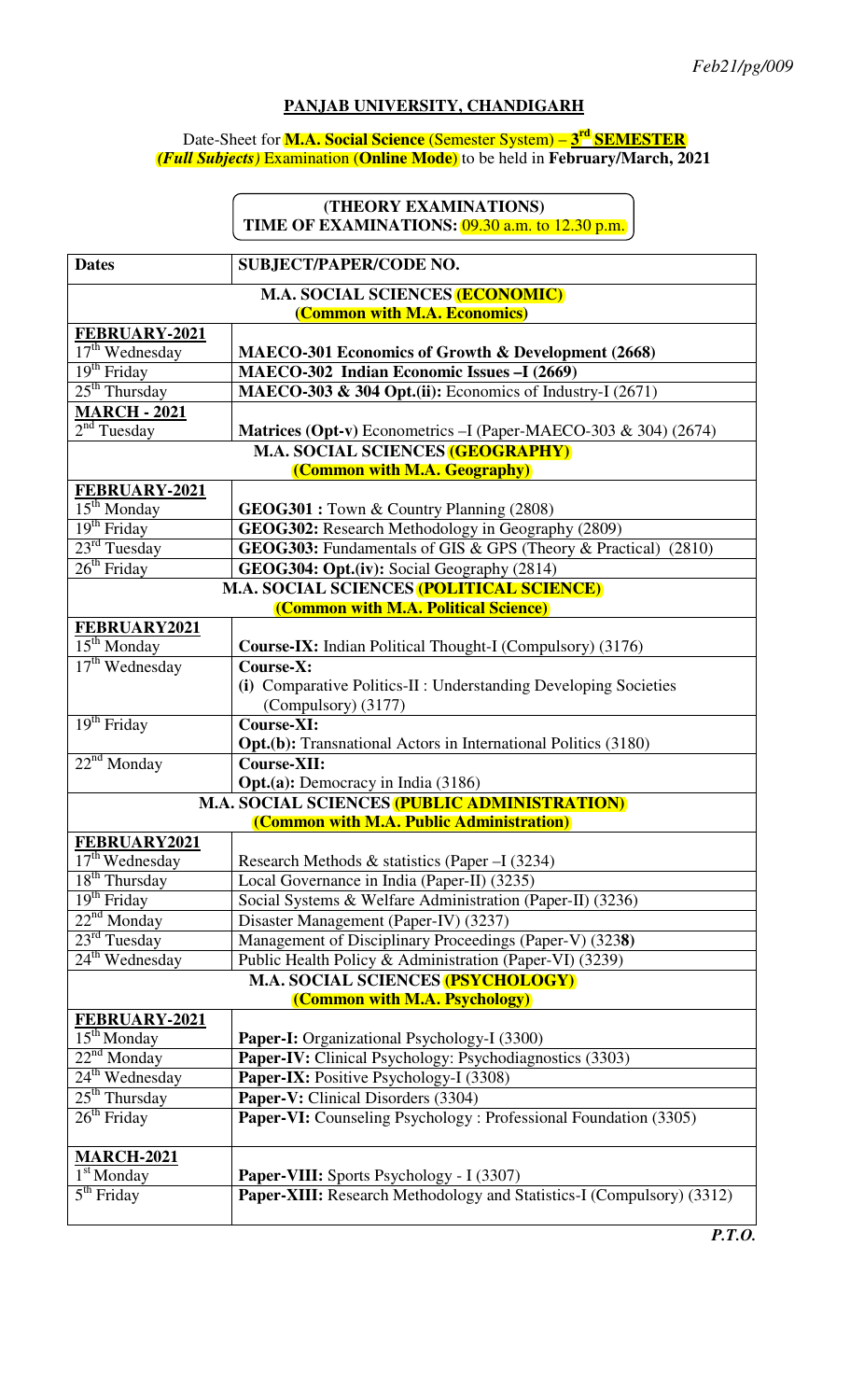*Feb21/pg/009*

## PANJAB UNIVERSITY, CHANDIGARH

Date-Sheet for **M.A. Social Science** (Semester System) – **3rd SEMESTER** ***(Full Subjects)*** Examination (**Online Mode**) to be held in **February/March, 2021**

**(THEORY EXAMINATIONS)**
**TIME OF EXAMINATIONS:** 09.30 a.m. to 12.30 p.m.

| Dates | SUBJECT/PAPER/CODE NO. |
|---|---|
| **M.A. SOCIAL SCIENCES (ECONOMIC) (Common with M.A. Economics)** | |
| **FEBRUARY-2021** | |
| 17th Wednesday | **MAECO-301 Economics of Growth & Development (2668)** |
| 19th Friday | **MAECO-302 Indian Economic Issues –I (2669)** |
| 25th Thursday | **MAECO-303 & 304 Opt.(ii):** Economics of Industry-I (2671) |
| **MARCH - 2021** | |
| 2nd Tuesday | **Matrices (Opt-v)** Econometrics –I (Paper-MAECO-303 & 304) (2674) |
| **M.A. SOCIAL SCIENCES (GEOGRAPHY) (Common with M.A. Geography)** | |
| **FEBRUARY-2021** | |
| 15th Monday | **GEOG301 :** Town & Country Planning (2808) |
| 19th Friday | **GEOG302:** Research Methodology in Geography (2809) |
| 23rd Tuesday | **GEOG303:** Fundamentals of GIS & GPS (Theory & Practical) (2810) |
| 26th Friday | **GEOG304: Opt.(iv):** Social Geography (2814) |
| **M.A. SOCIAL SCIENCES (POLITICAL SCIENCE) (Common with M.A. Political Science)** | |
| **FEBRUARY2021** | |
| 15th Monday | **Course-IX:** Indian Political Thought-I (Compulsory) (3176) |
| 17th Wednesday | **Course-X:** (i) Comparative Politics-II : Understanding Developing Societies (Compulsory) (3177) |
| 19th Friday | **Course-XI:** **Opt.(b):** Transnational Actors in International Politics (3180) |
| 22nd Monday | **Course-XII:** **Opt.(a):** Democracy in India (3186) |
| **M.A. SOCIAL SCIENCES (PUBLIC ADMINISTRATION) (Common with M.A. Public Administration)** | |
| **FEBRUARY2021** | |
| 17th Wednesday | Research Methods & statistics (Paper –I (3234) |
| 18th Thursday | Local Governance in India (Paper-II) (3235) |
| 19th Friday | Social Systems & Welfare Administration (Paper-II) (3236) |
| 22nd Monday | Disaster Management (Paper-IV) (3237) |
| 23rd Tuesday | Management of Disciplinary Proceedings (Paper-V) (323**8**) |
| 24th Wednesday | Public Health Policy & Administration (Paper-VI) (3239) |
| **M.A. SOCIAL SCIENCES (PSYCHOLOGY) (Common with M.A. Psychology)** | |
| **FEBRUARY-2021** | |
| 15th Monday | **Paper-I:** Organizational Psychology-I (3300) |
| 22nd Monday | **Paper-IV:** Clinical Psychology: Psychodiagnostics (3303) |
| 24th Wednesday | **Paper-IX:** Positive Psychology-I (3308) |
| 25th Thursday | **Paper-V:** Clinical Disorders (3304) |
| 26th Friday | **Paper-VI:** Counseling Psychology : Professional Foundation (3305) |
| **MARCH-2021** | |
| 1st Monday | **Paper-VIII:** Sports Psychology - I (3307) |
| 5th Friday | **Paper-XIII:** Research Methodology and Statistics-I (Compulsory) (3312) |

***P.T.O.***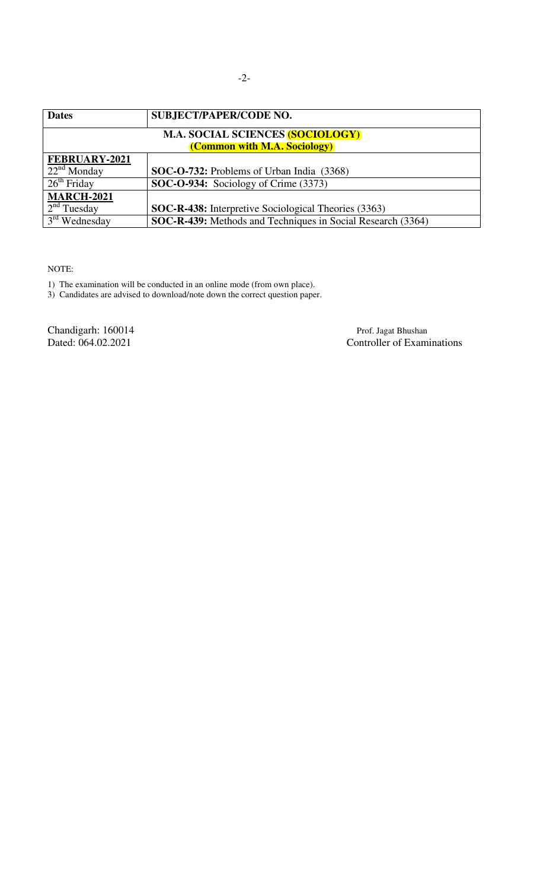| Dates | SUBJECT/PAPER/CODE NO. |
| --- | --- |
| **M.A. SOCIAL SCIENCES (SOCIOLOGY)** **(Common with M.A. Sociology)** | |
| **FEBRUARY-2021** | |
| 22nd Monday | **SOC-O-732:** Problems of Urban India (3368) |
| 26th Friday | **SOC-O-934:** Sociology of Crime (3373) |
| **MARCH-2021** | |
| 2nd Tuesday | **SOC-R-438:** Interpretive Sociological Theories (3363) |
| 3rd Wednesday | **SOC-R-439:** Methods and Techniques in Social Research (3364) |

NOTE:

1) The examination will be conducted in an online mode (from own place).
3) Candidates are advised to download/note down the correct question paper.

Chandigarh: 160014
Dated: 064.02.2021

Prof. Jagat Bhushan
Controller of Examinations